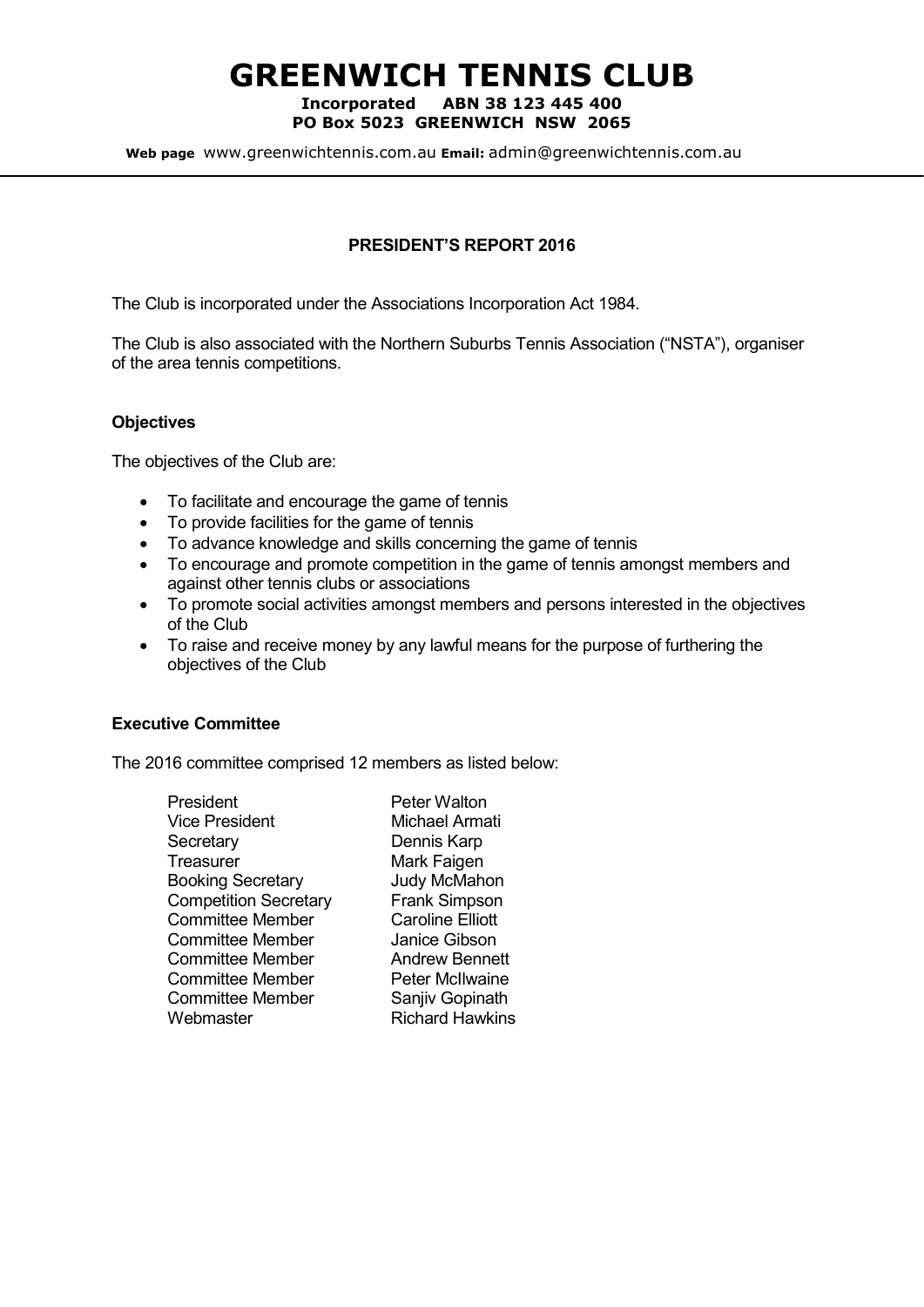# GREENWICH TENNIS CLUB

**Incorporated ABN 38 123 445 400**
**PO Box 5023 GREENWICH NSW 2065**

**Web page** www.greenwichtennis.com.au **Email:** admin@greenwichtennis.com.au

## PRESIDENT'S REPORT 2016

The Club is incorporated under the Associations Incorporation Act 1984.

The Club is also associated with the Northern Suburbs Tennis Association ("NSTA"), organiser of the area tennis competitions.

### Objectives

The objectives of the Club are:

- To facilitate and encourage the game of tennis
- To provide facilities for the game of tennis
- To advance knowledge and skills concerning the game of tennis
- To encourage and promote competition in the game of tennis amongst members and against other tennis clubs or associations
- To promote social activities amongst members and persons interested in the objectives of the Club
- To raise and receive money by any lawful means for the purpose of furthering the objectives of the Club

### Executive Committee

The 2016 committee comprised 12 members as listed below:

| Position | Name |
|---|---|
| President | Peter Walton |
| Vice President | Michael Armati |
| Secretary | Dennis Karp |
| Treasurer | Mark Faigen |
| Booking Secretary | Judy McMahon |
| Competition Secretary | Frank Simpson |
| Committee Member | Caroline Elliott |
| Committee Member | Janice Gibson |
| Committee Member | Andrew Bennett |
| Committee Member | Peter McIlwaine |
| Committee Member | Sanjiv Gopinath |
| Webmaster | Richard Hawkins |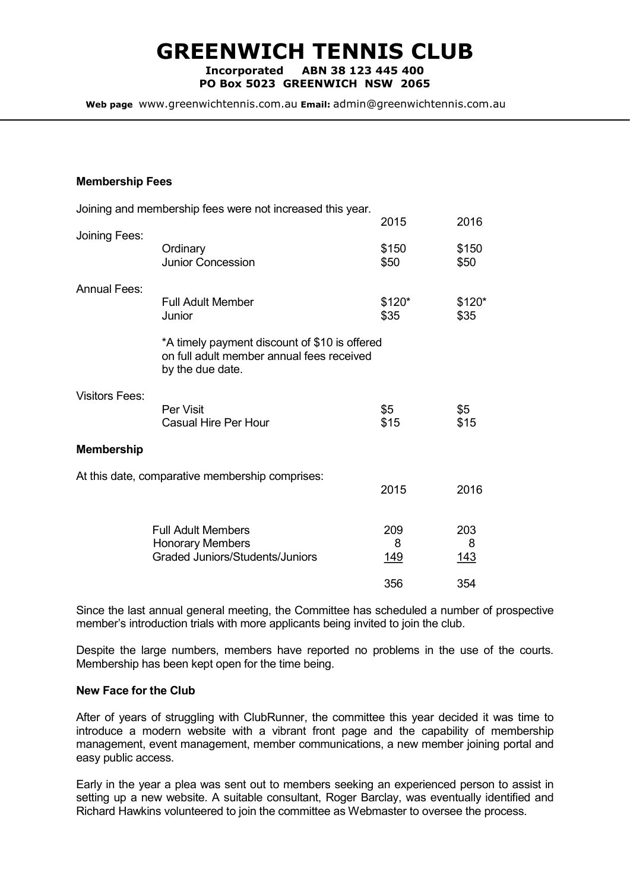# GREENWICH TENNIS CLUB

**Incorporated ABN 38 123 445 400**
**PO Box 5023 GREENWICH NSW 2065**

**Web page** www.greenwichtennis.com.au **Email:** admin@greenwichtennis.com.au

### Membership Fees

Joining and membership fees were not increased this year.

| | | 2015 | 2016 |
|---|---|---|---|
| Joining Fees: | | | |
| | Ordinary | $150 | $150 |
| | Junior Concession | $50 | $50 |
| Annual Fees: | | | |
| | Full Adult Member | $120* | $120* |
| | Junior | $35 | $35 |
| | *A timely payment discount of $10 is offered on full adult member annual fees received by the due date. | | |
| Visitors Fees: | | | |
| | Per Visit | $5 | $5 |
| | Casual Hire Per Hour | $15 | $15 |

### Membership

At this date, comparative membership comprises:

| | 2015 | 2016 |
|---|---|---|
| Full Adult Members | 209 | 203 |
| Honorary Members | 8 | 8 |
| Graded Juniors/Students/Juniors | 149 | 143 |
| | 356 | 354 |

Since the last annual general meeting, the Committee has scheduled a number of prospective member's introduction trials with more applicants being invited to join the club.

Despite the large numbers, members have reported no problems in the use of the courts. Membership has been kept open for the time being.

### New Face for the Club

After of years of struggling with ClubRunner, the committee this year decided it was time to introduce a modern website with a vibrant front page and the capability of membership management, event management, member communications, a new member joining portal and easy public access.

Early in the year a plea was sent out to members seeking an experienced person to assist in setting up a new website. A suitable consultant, Roger Barclay, was eventually identified and Richard Hawkins volunteered to join the committee as Webmaster to oversee the process.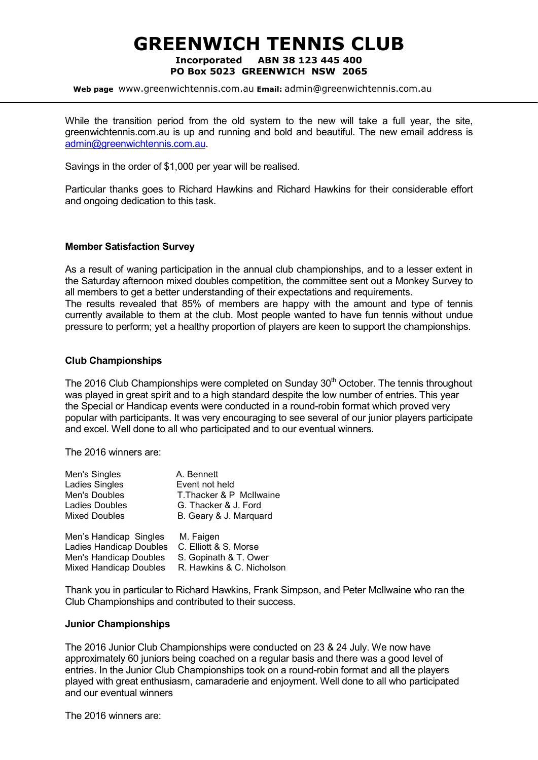While the transition period from the old system to the new will take a full year, the site, greenwichtennis.com.au is up and running and bold and beautiful. The new email address is admin@greenwichtennis.com.au.

Savings in the order of $1,000 per year will be realised.

Particular thanks goes to Richard Hawkins and Richard Hawkins for their considerable effort and ongoing dedication to this task.

### Member Satisfaction Survey

As a result of waning participation in the annual club championships, and to a lesser extent in the Saturday afternoon mixed doubles competition, the committee sent out a Monkey Survey to all members to get a better understanding of their expectations and requirements.
The results revealed that 85% of members are happy with the amount and type of tennis currently available to them at the club. Most people wanted to have fun tennis without undue pressure to perform; yet a healthy proportion of players are keen to support the championships.

### Club Championships

The 2016 Club Championships were completed on Sunday 30th October. The tennis throughout was played in great spirit and to a high standard despite the low number of entries. This year the Special or Handicap events were conducted in a round-robin format which proved very popular with participants. It was very encouraging to see several of our junior players participate and excel. Well done to all who participated and to our eventual winners.

The 2016 winners are:

| | |
|---|---|
| Men's Singles | A. Bennett |
| Ladies Singles | Event not held |
| Men's Doubles | T.Thacker & P McIlwaine |
| Ladies Doubles | G. Thacker & J. Ford |
| Mixed Doubles | B. Geary & J. Marquard |
| Men's Handicap Singles | M. Faigen |
| Ladies Handicap Doubles | C. Elliott & S. Morse |
| Men's Handicap Doubles | S. Gopinath & T. Ower |
| Mixed Handicap Doubles | R. Hawkins & C. Nicholson |

Thank you in particular to Richard Hawkins, Frank Simpson, and Peter McIlwaine who ran the Club Championships and contributed to their success.

### Junior Championships

The 2016 Junior Club Championships were conducted on 23 & 24 July. We now have approximately 60 juniors being coached on a regular basis and there was a good level of entries. In the Junior Club Championships took on a round-robin format and all the players played with great enthusiasm, camaraderie and enjoyment. Well done to all who participated and our eventual winners

The 2016 winners are: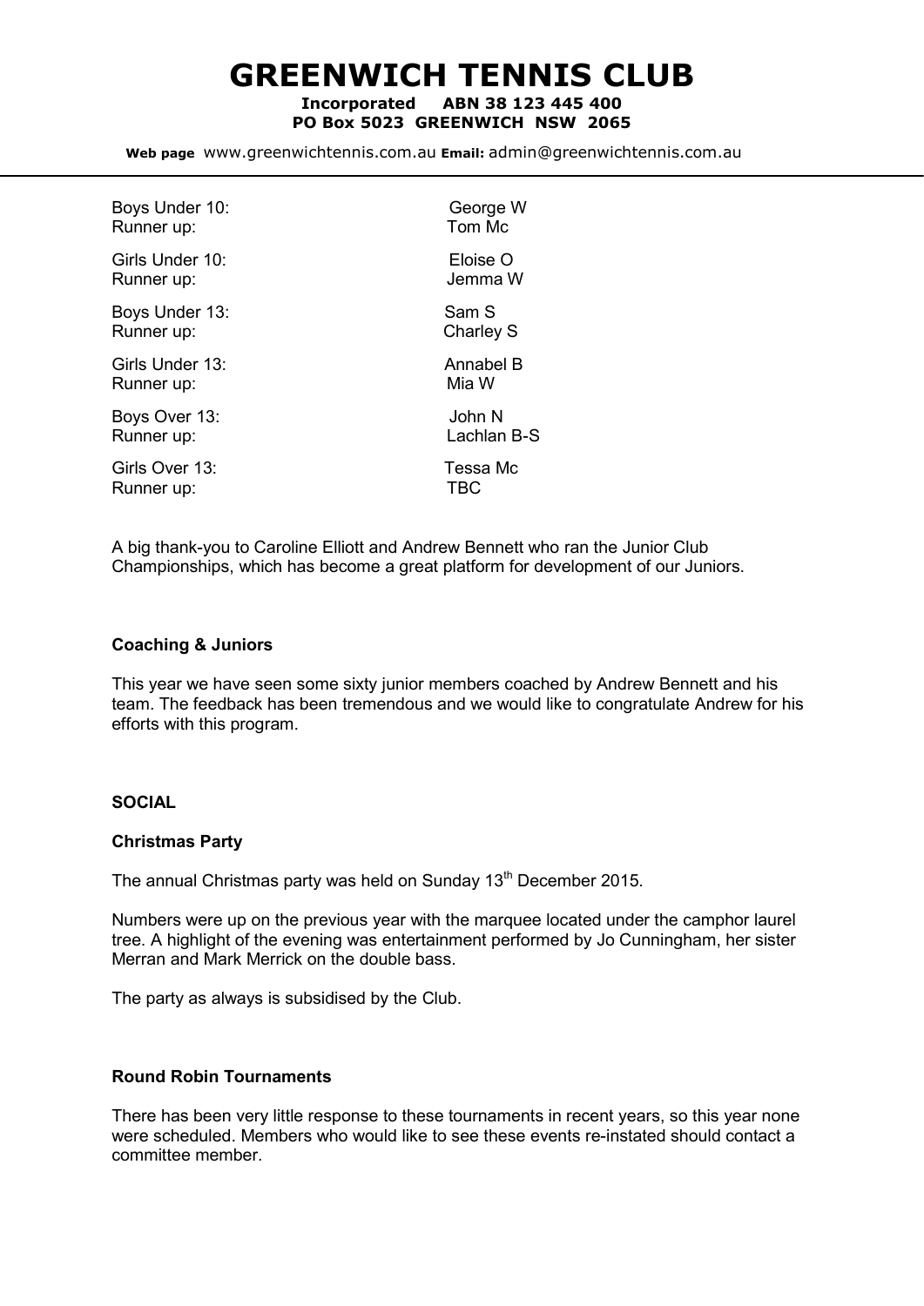# GREENWICH TENNIS CLUB

**Incorporated ABN 38 123 445 400**
**PO Box 5023 GREENWICH NSW 2065**

**Web page** www.greenwichtennis.com.au **Email:** admin@greenwichtennis.com.au

| | |
|---|---|
| Boys Under 10: | George W |
| Runner up: | Tom Mc |
| Girls Under 10: | Eloise O |
| Runner up: | Jemma W |
| Boys Under 13: | Sam S |
| Runner up: | Charley S |
| Girls Under 13: | Annabel B |
| Runner up: | Mia W |
| Boys Over 13: | John N |
| Runner up: | Lachlan B-S |
| Girls Over 13: | Tessa Mc |
| Runner up: | TBC |

A big thank-you to Caroline Elliott and Andrew Bennett who ran the Junior Club Championships, which has become a great platform for development of our Juniors.

**Coaching & Juniors**

This year we have seen some sixty junior members coached by Andrew Bennett and his team. The feedback has been tremendous and we would like to congratulate Andrew for his efforts with this program.

**SOCIAL**

**Christmas Party**

The annual Christmas party was held on Sunday 13th December 2015.

Numbers were up on the previous year with the marquee located under the camphor laurel tree. A highlight of the evening was entertainment performed by Jo Cunningham, her sister Merran and Mark Merrick on the double bass.

The party as always is subsidised by the Club.

**Round Robin Tournaments**

There has been very little response to these tournaments in recent years, so this year none were scheduled. Members who would like to see these events re-instated should contact a committee member.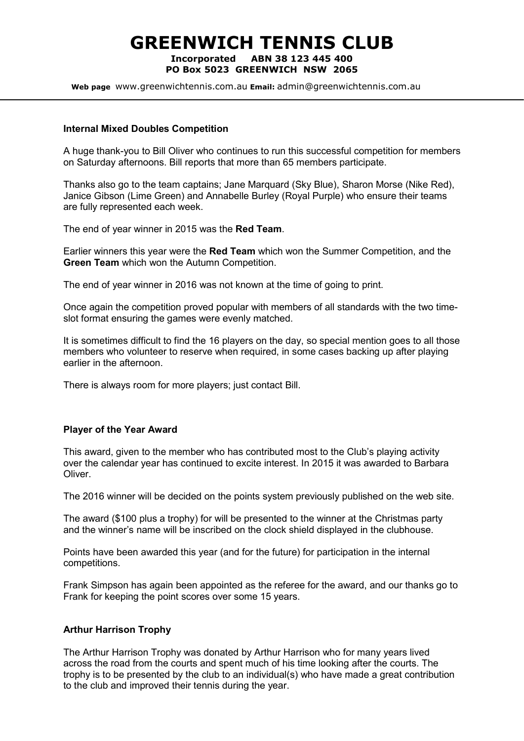# GREENWICH TENNIS CLUB

**Incorporated ABN 38 123 445 400**
**PO Box 5023 GREENWICH NSW 2065**

**Web page** www.greenwichtennis.com.au **Email:** admin@greenwichtennis.com.au

**Internal Mixed Doubles Competition**

A huge thank-you to Bill Oliver who continues to run this successful competition for members on Saturday afternoons. Bill reports that more than 65 members participate.

Thanks also go to the team captains; Jane Marquard (Sky Blue), Sharon Morse (Nike Red), Janice Gibson (Lime Green) and Annabelle Burley (Royal Purple) who ensure their teams are fully represented each week.

The end of year winner in 2015 was the **Red Team**.

Earlier winners this year were the **Red Team** which won the Summer Competition, and the **Green Team** which won the Autumn Competition.

The end of year winner in 2016 was not known at the time of going to print.

Once again the competition proved popular with members of all standards with the two time-slot format ensuring the games were evenly matched.

It is sometimes difficult to find the 16 players on the day, so special mention goes to all those members who volunteer to reserve when required, in some cases backing up after playing earlier in the afternoon.

There is always room for more players; just contact Bill.

**Player of the Year Award**

This award, given to the member who has contributed most to the Club's playing activity over the calendar year has continued to excite interest. In 2015 it was awarded to Barbara Oliver.

The 2016 winner will be decided on the points system previously published on the web site.

The award ($100 plus a trophy) for will be presented to the winner at the Christmas party and the winner's name will be inscribed on the clock shield displayed in the clubhouse.

Points have been awarded this year (and for the future) for participation in the internal competitions.

Frank Simpson has again been appointed as the referee for the award, and our thanks go to Frank for keeping the point scores over some 15 years.

**Arthur Harrison Trophy**

The Arthur Harrison Trophy was donated by Arthur Harrison who for many years lived across the road from the courts and spent much of his time looking after the courts. The trophy is to be presented by the club to an individual(s) who have made a great contribution to the club and improved their tennis during the year.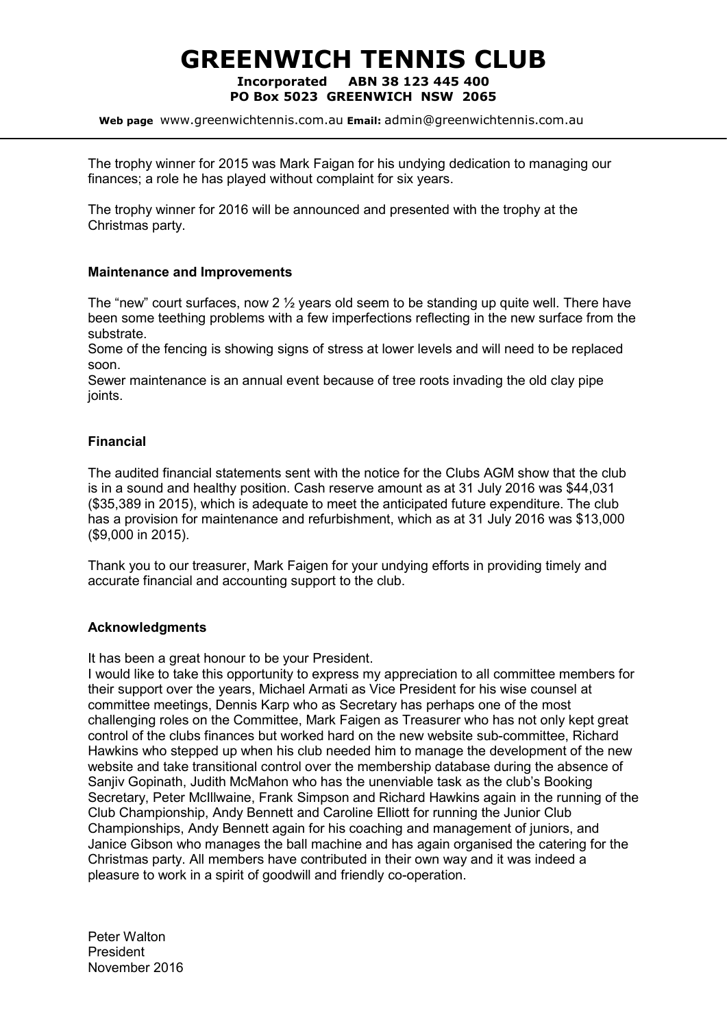The trophy winner for 2015 was Mark Faigan for his undying dedication to managing our finances; a role he has played without complaint for six years.

The trophy winner for 2016 will be announced and presented with the trophy at the Christmas party.

### Maintenance and Improvements

The “new” court surfaces, now 2 ½ years old seem to be standing up quite well. There have been some teething problems with a few imperfections reflecting in the new surface from the substrate.
Some of the fencing is showing signs of stress at lower levels and will need to be replaced soon.
Sewer maintenance is an annual event because of tree roots invading the old clay pipe joints.

### Financial

The audited financial statements sent with the notice for the Clubs AGM show that the club is in a sound and healthy position. Cash reserve amount as at 31 July 2016 was $44,031 ($35,389 in 2015), which is adequate to meet the anticipated future expenditure. The club has a provision for maintenance and refurbishment, which as at 31 July 2016 was $13,000 ($9,000 in 2015).

Thank you to our treasurer, Mark Faigen for your undying efforts in providing timely and accurate financial and accounting support to the club.

### Acknowledgments

It has been a great honour to be your President.
I would like to take this opportunity to express my appreciation to all committee members for their support over the years, Michael Armati as Vice President for his wise counsel at committee meetings, Dennis Karp who as Secretary has perhaps one of the most challenging roles on the Committee, Mark Faigen as Treasurer who has not only kept great control of the clubs finances but worked hard on the new website sub-committee, Richard Hawkins who stepped up when his club needed him to manage the development of the new website and take transitional control over the membership database during the absence of Sanjiv Gopinath, Judith McMahon who has the unenviable task as the club’s Booking Secretary, Peter McIllwaine, Frank Simpson and Richard Hawkins again in the running of the Club Championship, Andy Bennett and Caroline Elliott for running the Junior Club Championships, Andy Bennett again for his coaching and management of juniors, and Janice Gibson who manages the ball machine and has again organised the catering for the Christmas party. All members have contributed in their own way and it was indeed a pleasure to work in a spirit of goodwill and friendly co-operation.

Peter Walton
President
November 2016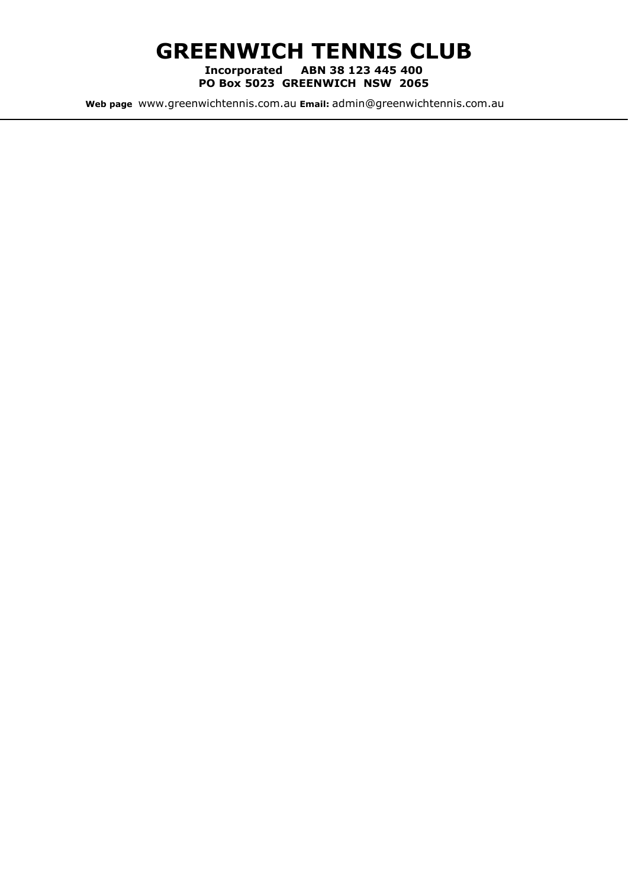# GREENWICH TENNIS CLUB

**Incorporated ABN 38 123 445 400**
**PO Box 5023 GREENWICH NSW 2065**

**Web page** www.greenwichtennis.com.au **Email:** admin@greenwichtennis.com.au

---